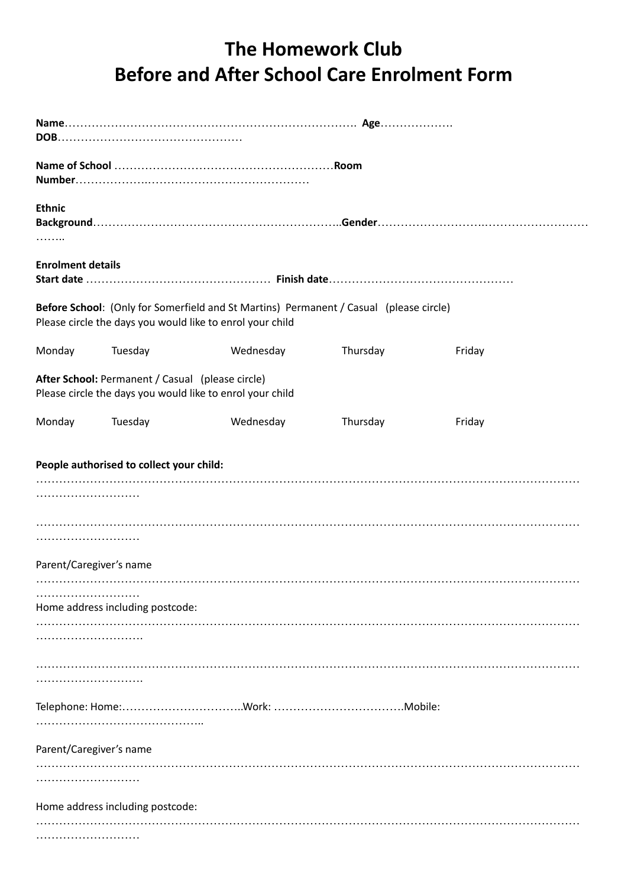# The Homework Club
# Before and After School Care Enrolment Form

**Name**………………………………………………………………. **Age**……………….
**DOB**…………………………………………

**Name of School** …………………………………………………**Room Number**…………….……………………………………

**Ethnic Background**……………………………………………………..**Gender**……………………..……………………………..

**Enrolment details**
**Start date** ………………………………………… **Finish date**…………………………………………

**Before School**: (Only for Somerfield and St Martins) Permanent / Casual (please circle)
Please circle the days you would like to enrol your child

Monday Tuesday Wednesday Thursday Friday

**After School:** Permanent / Casual (please circle)
Please circle the days you would like to enrol your child

Monday Tuesday Wednesday Thursday Friday

**People authorised to collect your child:**
………………………………………………………………………………………………………………………………………

………………………………………………………………………………………………………………………………………

Parent/Caregiver's name
………………………………………………………………………………………………………………………………………
Home address including postcode:
……………………………………………………………………………………………………………………………………….

……………………………………………………………………………………………………………………………………….

Telephone: Home:…………………………..Work: …………………………….Mobile: ……………………………………..

Parent/Caregiver's name
………………………………………………………………………………………………………………………………………

Home address including postcode:
………………………………………………………………………………………………………………………………………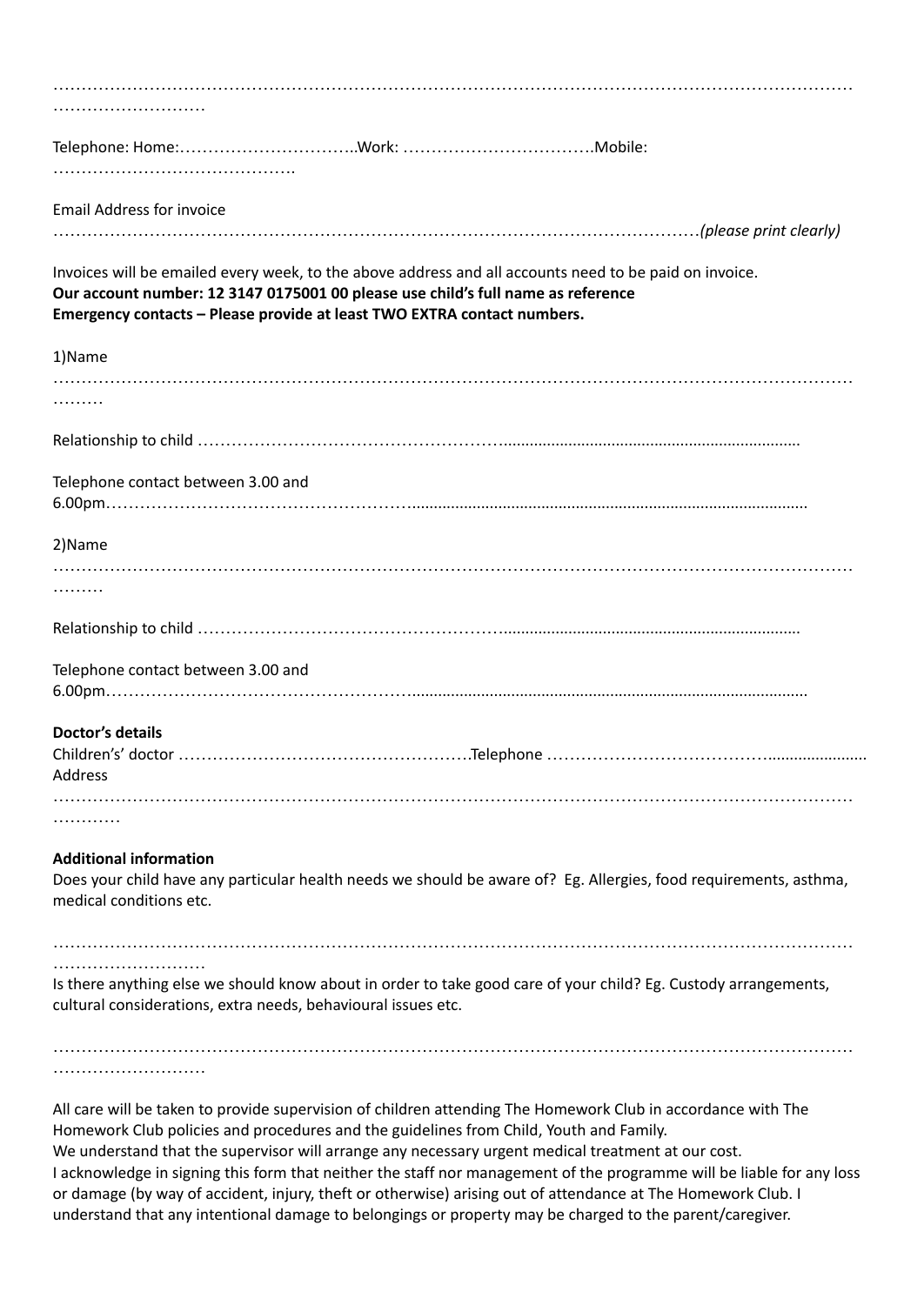……………………………………………………………………………………………………………………………
………………………

Telephone: Home:…………………………..Work: …………………………….Mobile:
…………………………………….

Email Address for invoice
…………………………………………………………………………………………………*(please print clearly)*

Invoices will be emailed every week, to the above address and all accounts need to be paid on invoice.
**Our account number: 12 3147 0175001 00 please use child's full name as reference**
**Emergency contacts – Please provide at least TWO EXTRA contact numbers.**

1)Name
……………………………………………………………………………………………………………………………
………

Relationship to child ……………………………………………….....................................................................

Telephone contact between 3.00 and
6.00pm……………………………………………….........................................................................................

2)Name
……………………………………………………………………………………………………………………………
………

Relationship to child ……………………………………………….....................................................................

Telephone contact between 3.00 and
6.00pm……………………………………………….........................................................................................

**Doctor's details**
Children's' doctor …………………………………………….Telephone ………………………………….....................
Address
……………………………………………………………………………………………………………………………
…………

**Additional information**
Does your child have any particular health needs we should be aware of? Eg. Allergies, food requirements, asthma, medical conditions etc.

……………………………………………………………………………………………………………………………
………………………

Is there anything else we should know about in order to take good care of your child? Eg. Custody arrangements, cultural considerations, extra needs, behavioural issues etc.

……………………………………………………………………………………………………………………………
………………………

All care will be taken to provide supervision of children attending The Homework Club in accordance with The Homework Club policies and procedures and the guidelines from Child, Youth and Family.
We understand that the supervisor will arrange any necessary urgent medical treatment at our cost.
I acknowledge in signing this form that neither the staff nor management of the programme will be liable for any loss or damage (by way of accident, injury, theft or otherwise) arising out of attendance at The Homework Club. I understand that any intentional damage to belongings or property may be charged to the parent/caregiver.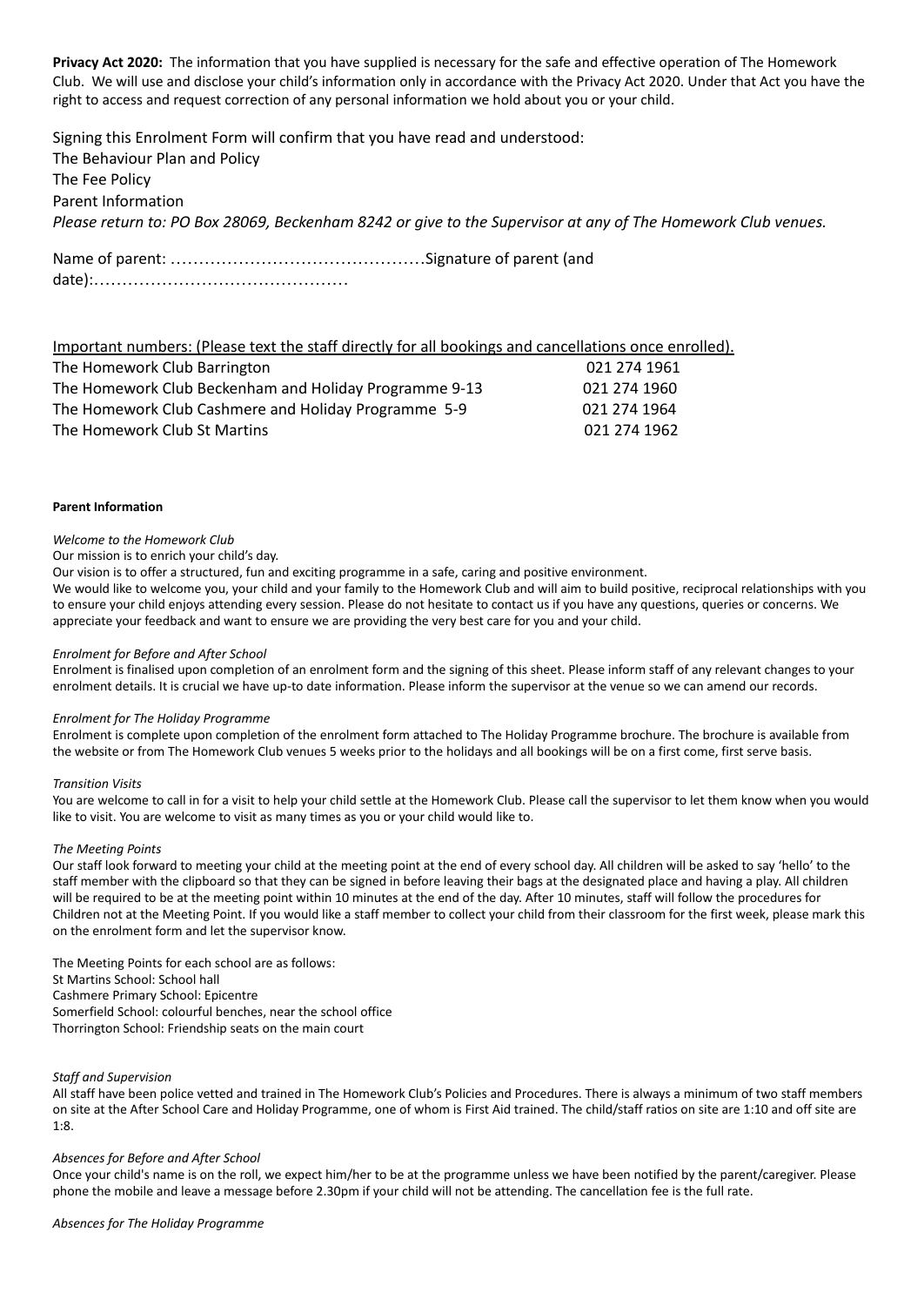**Privacy Act 2020:** The information that you have supplied is necessary for the safe and effective operation of The Homework Club. We will use and disclose your child's information only in accordance with the Privacy Act 2020. Under that Act you have the right to access and request correction of any personal information we hold about you or your child.

Signing this Enrolment Form will confirm that you have read and understood:

The Behaviour Plan and Policy

The Fee Policy

Parent Information

*Please return to: PO Box 28069, Beckenham 8242 or give to the Supervisor at any of The Homework Club venues.*

Name of parent: ………………………………………Signature of parent (and date):………………………………………

Important numbers: (Please text the staff directly for all bookings and cancellations once enrolled).

| | |
|---|---|
| The Homework Club Barrington | 021 274 1961 |
| The Homework Club Beckenham and Holiday Programme 9-13 | 021 274 1960 |
| The Homework Club Cashmere and Holiday Programme 5-9 | 021 274 1964 |
| The Homework Club St Martins | 021 274 1962 |

**Parent Information**

*Welcome to the Homework Club*

Our mission is to enrich your child's day.

Our vision is to offer a structured, fun and exciting programme in a safe, caring and positive environment.

We would like to welcome you, your child and your family to the Homework Club and will aim to build positive, reciprocal relationships with you to ensure your child enjoys attending every session. Please do not hesitate to contact us if you have any questions, queries or concerns. We appreciate your feedback and want to ensure we are providing the very best care for you and your child.

*Enrolment for Before and After School*

Enrolment is finalised upon completion of an enrolment form and the signing of this sheet. Please inform staff of any relevant changes to your enrolment details. It is crucial we have up-to date information. Please inform the supervisor at the venue so we can amend our records.

*Enrolment for The Holiday Programme*

Enrolment is complete upon completion of the enrolment form attached to The Holiday Programme brochure. The brochure is available from the website or from The Homework Club venues 5 weeks prior to the holidays and all bookings will be on a first come, first serve basis.

*Transition Visits*

You are welcome to call in for a visit to help your child settle at the Homework Club. Please call the supervisor to let them know when you would like to visit. You are welcome to visit as many times as you or your child would like to.

*The Meeting Points*

Our staff look forward to meeting your child at the meeting point at the end of every school day. All children will be asked to say 'hello' to the staff member with the clipboard so that they can be signed in before leaving their bags at the designated place and having a play. All children will be required to be at the meeting point within 10 minutes at the end of the day. After 10 minutes, staff will follow the procedures for Children not at the Meeting Point. If you would like a staff member to collect your child from their classroom for the first week, please mark this on the enrolment form and let the supervisor know.

The Meeting Points for each school are as follows:

St Martins School: School hall

Cashmere Primary School: Epicentre

Somerfield School: colourful benches, near the school office

Thorrington School: Friendship seats on the main court

*Staff and Supervision*

All staff have been police vetted and trained in The Homework Club's Policies and Procedures. There is always a minimum of two staff members on site at the After School Care and Holiday Programme, one of whom is First Aid trained. The child/staff ratios on site are 1:10 and off site are 1:8.

*Absences for Before and After School*

Once your child's name is on the roll, we expect him/her to be at the programme unless we have been notified by the parent/caregiver. Please phone the mobile and leave a message before 2.30pm if your child will not be attending. The cancellation fee is the full rate.

*Absences for The Holiday Programme*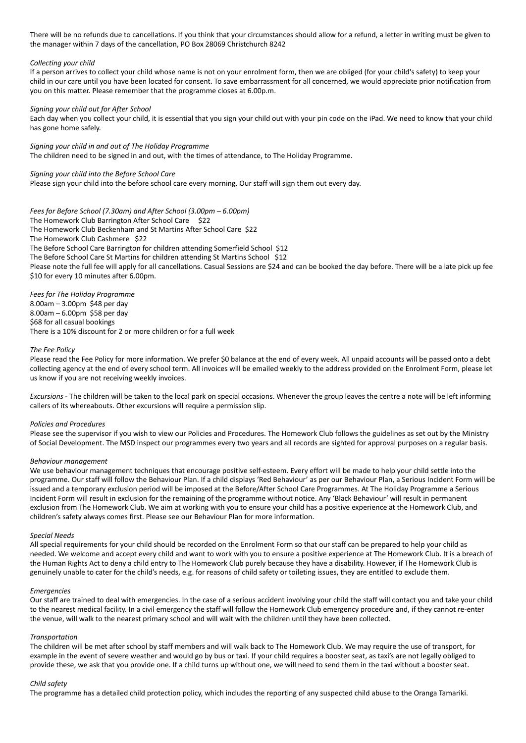There will be no refunds due to cancellations. If you think that your circumstances should allow for a refund, a letter in writing must be given to the manager within 7 days of the cancellation, PO Box 28069 Christchurch 8242

*Collecting your child*

If a person arrives to collect your child whose name is not on your enrolment form, then we are obliged (for your child's safety) to keep your child in our care until you have been located for consent. To save embarrassment for all concerned, we would appreciate prior notification from you on this matter. Please remember that the programme closes at 6.00p.m.

*Signing your child out for After School*

Each day when you collect your child, it is essential that you sign your child out with your pin code on the iPad. We need to know that your child has gone home safely.

*Signing your child in and out of The Holiday Programme*

The children need to be signed in and out, with the times of attendance, to The Holiday Programme.

*Signing your child into the Before School Care*

Please sign your child into the before school care every morning. Our staff will sign them out every day.

*Fees for Before School (7.30am) and After School (3.00pm – 6.00pm)*

The Homework Club Barrington After School Care $22

The Homework Club Beckenham and St Martins After School Care $22

The Homework Club Cashmere $22

The Before School Care Barrington for children attending Somerfield School $12

The Before School Care St Martins for children attending St Martins School $12

Please note the full fee will apply for all cancellations. Casual Sessions are $24 and can be booked the day before. There will be a late pick up fee $10 for every 10 minutes after 6.00pm.

*Fees for The Holiday Programme*

8.00am – 3.00pm $48 per day

8.00am – 6.00pm $58 per day

$68 for all casual bookings

There is a 10% discount for 2 or more children or for a full week

*The Fee Policy*

Please read the Fee Policy for more information. We prefer $0 balance at the end of every week. All unpaid accounts will be passed onto a debt collecting agency at the end of every school term. All invoices will be emailed weekly to the address provided on the Enrolment Form, please let us know if you are not receiving weekly invoices.

*Excursions* - The children will be taken to the local park on special occasions. Whenever the group leaves the centre a note will be left informing callers of its whereabouts. Other excursions will require a permission slip.

*Policies and Procedures*

Please see the supervisor if you wish to view our Policies and Procedures. The Homework Club follows the guidelines as set out by the Ministry of Social Development. The MSD inspect our programmes every two years and all records are sighted for approval purposes on a regular basis.

*Behaviour management*

We use behaviour management techniques that encourage positive self-esteem. Every effort will be made to help your child settle into the programme. Our staff will follow the Behaviour Plan. If a child displays 'Red Behaviour' as per our Behaviour Plan, a Serious Incident Form will be issued and a temporary exclusion period will be imposed at the Before/After School Care Programmes. At The Holiday Programme a Serious Incident Form will result in exclusion for the remaining of the programme without notice. Any 'Black Behaviour' will result in permanent exclusion from The Homework Club. We aim at working with you to ensure your child has a positive experience at the Homework Club, and children's safety always comes first. Please see our Behaviour Plan for more information.

*Special Needs*

All special requirements for your child should be recorded on the Enrolment Form so that our staff can be prepared to help your child as needed. We welcome and accept every child and want to work with you to ensure a positive experience at The Homework Club. It is a breach of the Human Rights Act to deny a child entry to The Homework Club purely because they have a disability. However, if The Homework Club is genuinely unable to cater for the child's needs, e.g. for reasons of child safety or toileting issues, they are entitled to exclude them.

*Emergencies*

Our staff are trained to deal with emergencies. In the case of a serious accident involving your child the staff will contact you and take your child to the nearest medical facility. In a civil emergency the staff will follow the Homework Club emergency procedure and, if they cannot re-enter the venue, will walk to the nearest primary school and will wait with the children until they have been collected.

*Transportation*

The children will be met after school by staff members and will walk back to The Homework Club. We may require the use of transport, for example in the event of severe weather and would go by bus or taxi. If your child requires a booster seat, as taxi's are not legally obliged to provide these, we ask that you provide one. If a child turns up without one, we will need to send them in the taxi without a booster seat.

*Child safety*

The programme has a detailed child protection policy, which includes the reporting of any suspected child abuse to the Oranga Tamariki.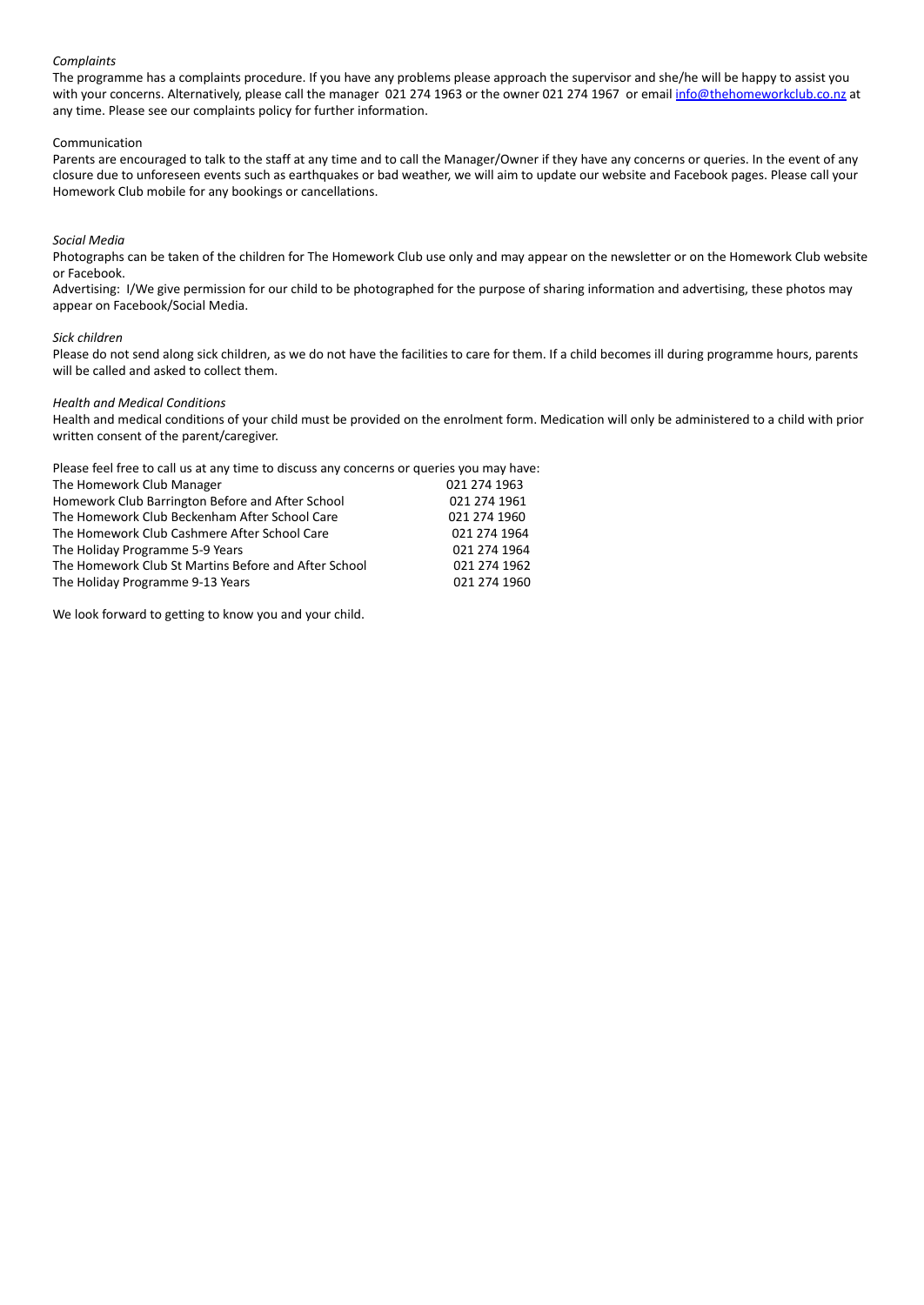*Complaints*

The programme has a complaints procedure. If you have any problems please approach the supervisor and she/he will be happy to assist you with your concerns. Alternatively, please call the manager 021 274 1963 or the owner 021 274 1967 or email [info@thehomeworkclub.co.nz](mailto:info@thehomeworkclub.co.nz) at any time. Please see our complaints policy for further information.

Communication

Parents are encouraged to talk to the staff at any time and to call the Manager/Owner if they have any concerns or queries. In the event of any closure due to unforeseen events such as earthquakes or bad weather, we will aim to update our website and Facebook pages. Please call your Homework Club mobile for any bookings or cancellations.

*Social Media*

Photographs can be taken of the children for The Homework Club use only and may appear on the newsletter or on the Homework Club website or Facebook.

Advertising: I/We give permission for our child to be photographed for the purpose of sharing information and advertising, these photos may appear on Facebook/Social Media.

*Sick children*

Please do not send along sick children, as we do not have the facilities to care for them. If a child becomes ill during programme hours, parents will be called and asked to collect them.

*Health and Medical Conditions*

Health and medical conditions of your child must be provided on the enrolment form. Medication will only be administered to a child with prior written consent of the parent/caregiver.

Please feel free to call us at any time to discuss any concerns or queries you may have:

| | |
|---|---|
| The Homework Club Manager | 021 274 1963 |
| Homework Club Barrington Before and After School | 021 274 1961 |
| The Homework Club Beckenham After School Care | 021 274 1960 |
| The Homework Club Cashmere After School Care | 021 274 1964 |
| The Holiday Programme 5-9 Years | 021 274 1964 |
| The Homework Club St Martins Before and After School | 021 274 1962 |
| The Holiday Programme 9-13 Years | 021 274 1960 |

We look forward to getting to know you and your child.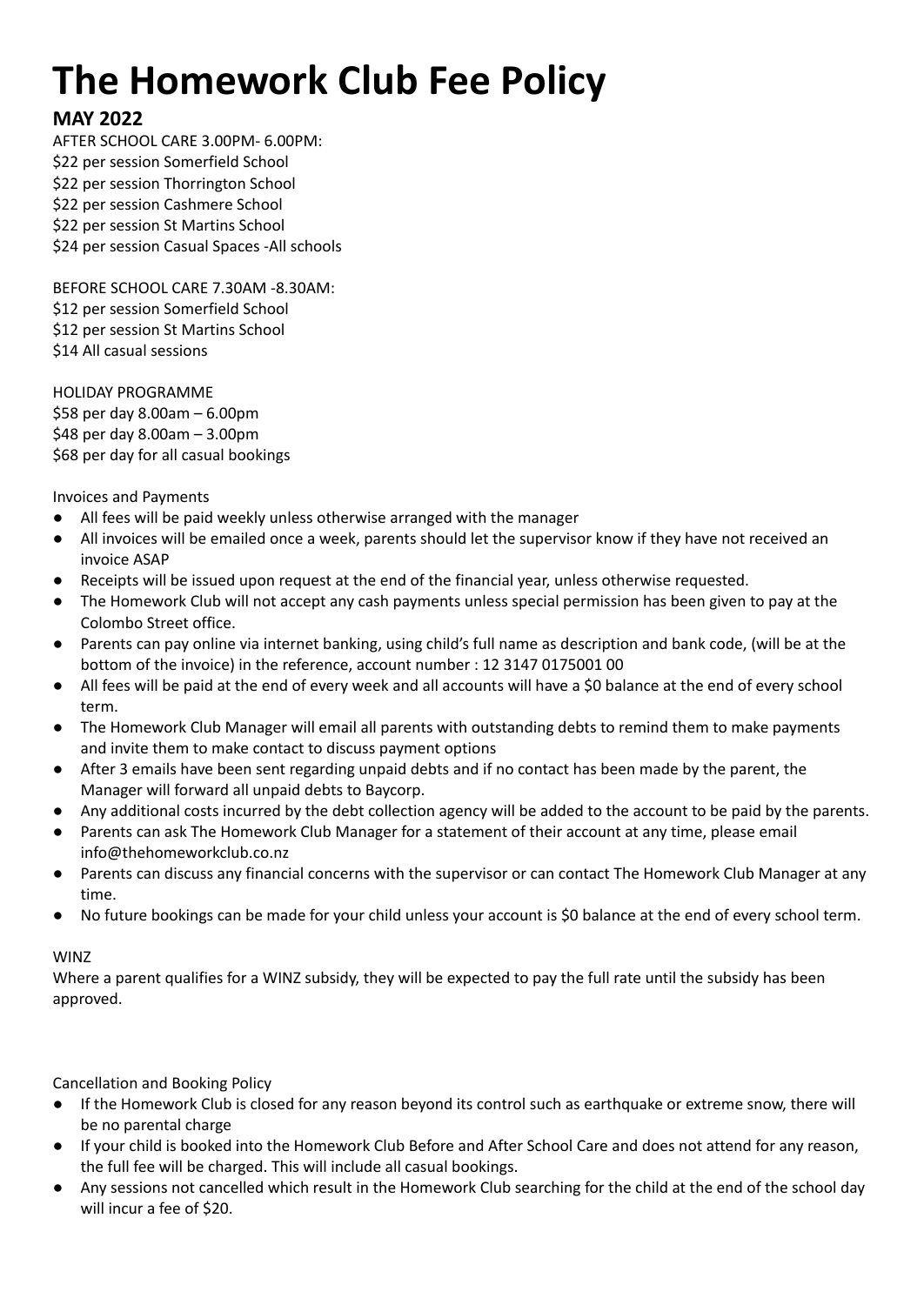# The Homework Club Fee Policy

## MAY 2022

AFTER SCHOOL CARE 3.00PM- 6.00PM:
$22 per session Somerfield School
$22 per session Thorrington School
$22 per session Cashmere School
$22 per session St Martins School
$24 per session Casual Spaces -All schools

BEFORE SCHOOL CARE 7.30AM -8.30AM:
$12 per session Somerfield School
$12 per session St Martins School
$14 All casual sessions

HOLIDAY PROGRAMME
$58 per day 8.00am – 6.00pm
$48 per day 8.00am – 3.00pm
$68 per day for all casual bookings

Invoices and Payments

- All fees will be paid weekly unless otherwise arranged with the manager
- All invoices will be emailed once a week, parents should let the supervisor know if they have not received an invoice ASAP
- Receipts will be issued upon request at the end of the financial year, unless otherwise requested.
- The Homework Club will not accept any cash payments unless special permission has been given to pay at the Colombo Street office.
- Parents can pay online via internet banking, using child's full name as description and bank code, (will be at the bottom of the invoice) in the reference, account number : 12 3147 0175001 00
- All fees will be paid at the end of every week and all accounts will have a $0 balance at the end of every school term.
- The Homework Club Manager will email all parents with outstanding debts to remind them to make payments and invite them to make contact to discuss payment options
- After 3 emails have been sent regarding unpaid debts and if no contact has been made by the parent, the Manager will forward all unpaid debts to Baycorp.
- Any additional costs incurred by the debt collection agency will be added to the account to be paid by the parents.
- Parents can ask The Homework Club Manager for a statement of their account at any time, please email info@thehomeworkclub.co.nz
- Parents can discuss any financial concerns with the supervisor or can contact The Homework Club Manager at any time.
- No future bookings can be made for your child unless your account is $0 balance at the end of every school term.

WINZ

Where a parent qualifies for a WINZ subsidy, they will be expected to pay the full rate until the subsidy has been approved.

Cancellation and Booking Policy

- If the Homework Club is closed for any reason beyond its control such as earthquake or extreme snow, there will be no parental charge
- If your child is booked into the Homework Club Before and After School Care and does not attend for any reason, the full fee will be charged. This will include all casual bookings.
- Any sessions not cancelled which result in the Homework Club searching for the child at the end of the school day will incur a fee of $20.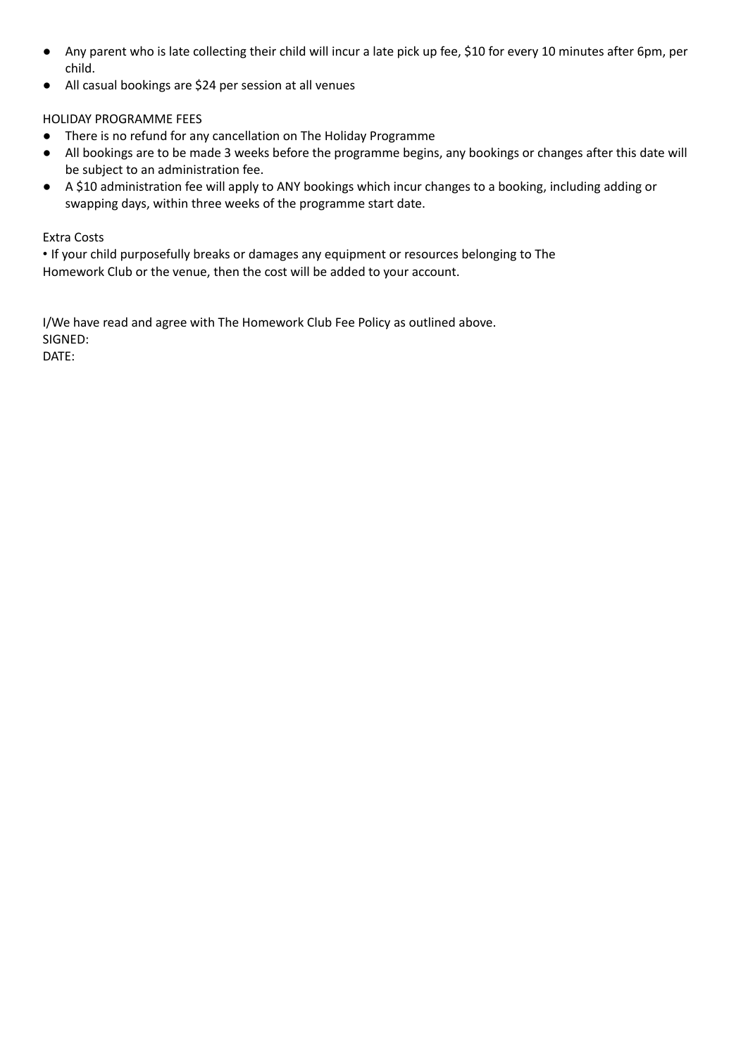- Any parent who is late collecting their child will incur a late pick up fee, $10 for every 10 minutes after 6pm, per child.
- All casual bookings are $24 per session at all venues

HOLIDAY PROGRAMME FEES

- There is no refund for any cancellation on The Holiday Programme
- All bookings are to be made 3 weeks before the programme begins, any bookings or changes after this date will be subject to an administration fee.
- A $10 administration fee will apply to ANY bookings which incur changes to a booking, including adding or swapping days, within three weeks of the programme start date.

Extra Costs

• If your child purposefully breaks or damages any equipment or resources belonging to The Homework Club or the venue, then the cost will be added to your account.

I/We have read and agree with The Homework Club Fee Policy as outlined above.
SIGNED:
DATE: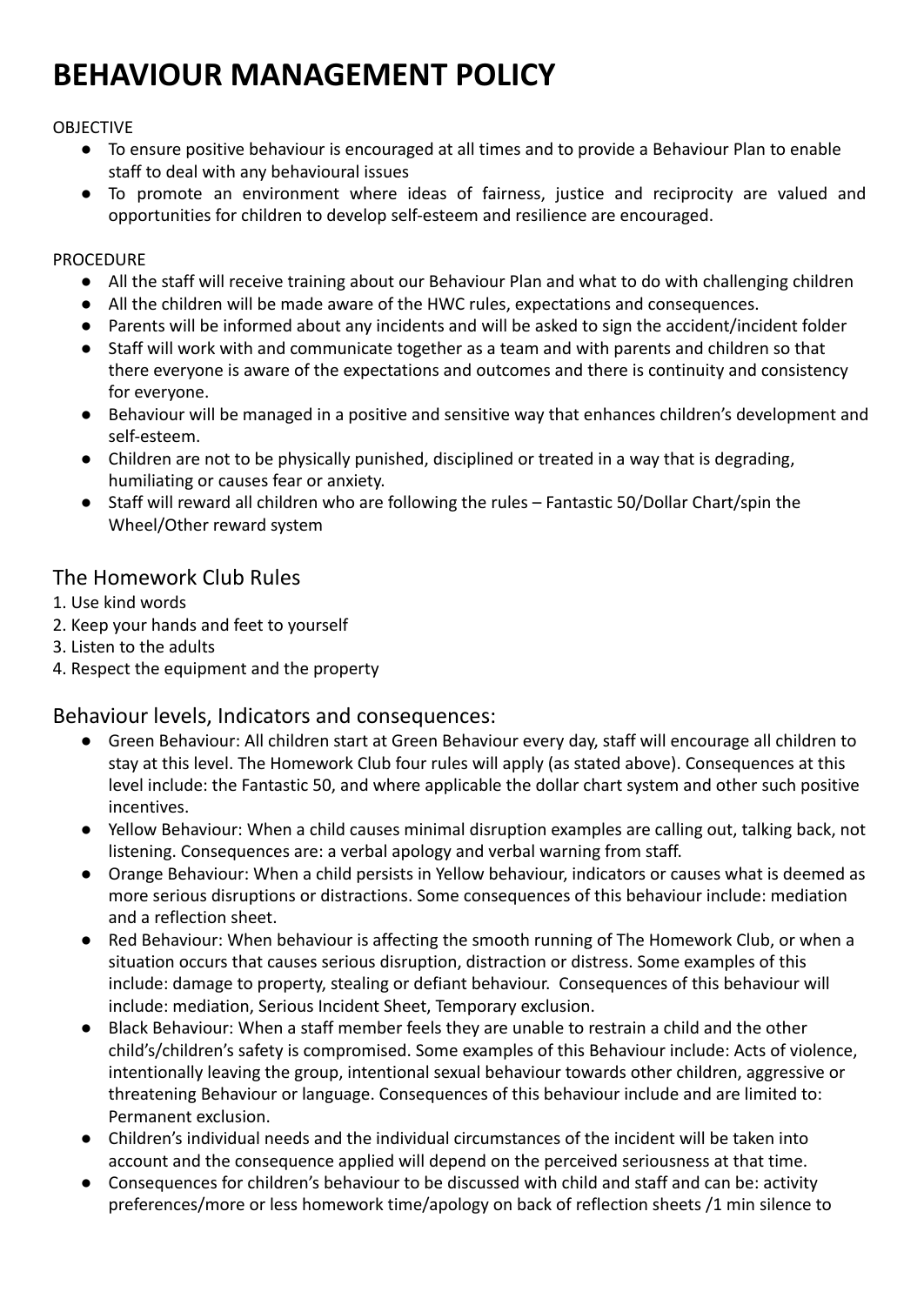# BEHAVIOUR MANAGEMENT POLICY

OBJECTIVE

- To ensure positive behaviour is encouraged at all times and to provide a Behaviour Plan to enable staff to deal with any behavioural issues
- To promote an environment where ideas of fairness, justice and reciprocity are valued and opportunities for children to develop self-esteem and resilience are encouraged.

PROCEDURE

- All the staff will receive training about our Behaviour Plan and what to do with challenging children
- All the children will be made aware of the HWC rules, expectations and consequences.
- Parents will be informed about any incidents and will be asked to sign the accident/incident folder
- Staff will work with and communicate together as a team and with parents and children so that there everyone is aware of the expectations and outcomes and there is continuity and consistency for everyone.
- Behaviour will be managed in a positive and sensitive way that enhances children's development and self-esteem.
- Children are not to be physically punished, disciplined or treated in a way that is degrading, humiliating or causes fear or anxiety.
- Staff will reward all children who are following the rules – Fantastic 50/Dollar Chart/spin the Wheel/Other reward system

## The Homework Club Rules

1. Use kind words
2. Keep your hands and feet to yourself
3. Listen to the adults
4. Respect the equipment and the property

## Behaviour levels, Indicators and consequences:

- Green Behaviour: All children start at Green Behaviour every day, staff will encourage all children to stay at this level. The Homework Club four rules will apply (as stated above). Consequences at this level include: the Fantastic 50, and where applicable the dollar chart system and other such positive incentives.
- Yellow Behaviour: When a child causes minimal disruption examples are calling out, talking back, not listening. Consequences are: a verbal apology and verbal warning from staff.
- Orange Behaviour: When a child persists in Yellow behaviour, indicators or causes what is deemed as more serious disruptions or distractions. Some consequences of this behaviour include: mediation and a reflection sheet.
- Red Behaviour: When behaviour is affecting the smooth running of The Homework Club, or when a situation occurs that causes serious disruption, distraction or distress. Some examples of this include: damage to property, stealing or defiant behaviour. Consequences of this behaviour will include: mediation, Serious Incident Sheet, Temporary exclusion.
- Black Behaviour: When a staff member feels they are unable to restrain a child and the other child's/children's safety is compromised. Some examples of this Behaviour include: Acts of violence, intentionally leaving the group, intentional sexual behaviour towards other children, aggressive or threatening Behaviour or language. Consequences of this behaviour include and are limited to: Permanent exclusion.
- Children's individual needs and the individual circumstances of the incident will be taken into account and the consequence applied will depend on the perceived seriousness at that time.
- Consequences for children's behaviour to be discussed with child and staff and can be: activity preferences/more or less homework time/apology on back of reflection sheets /1 min silence to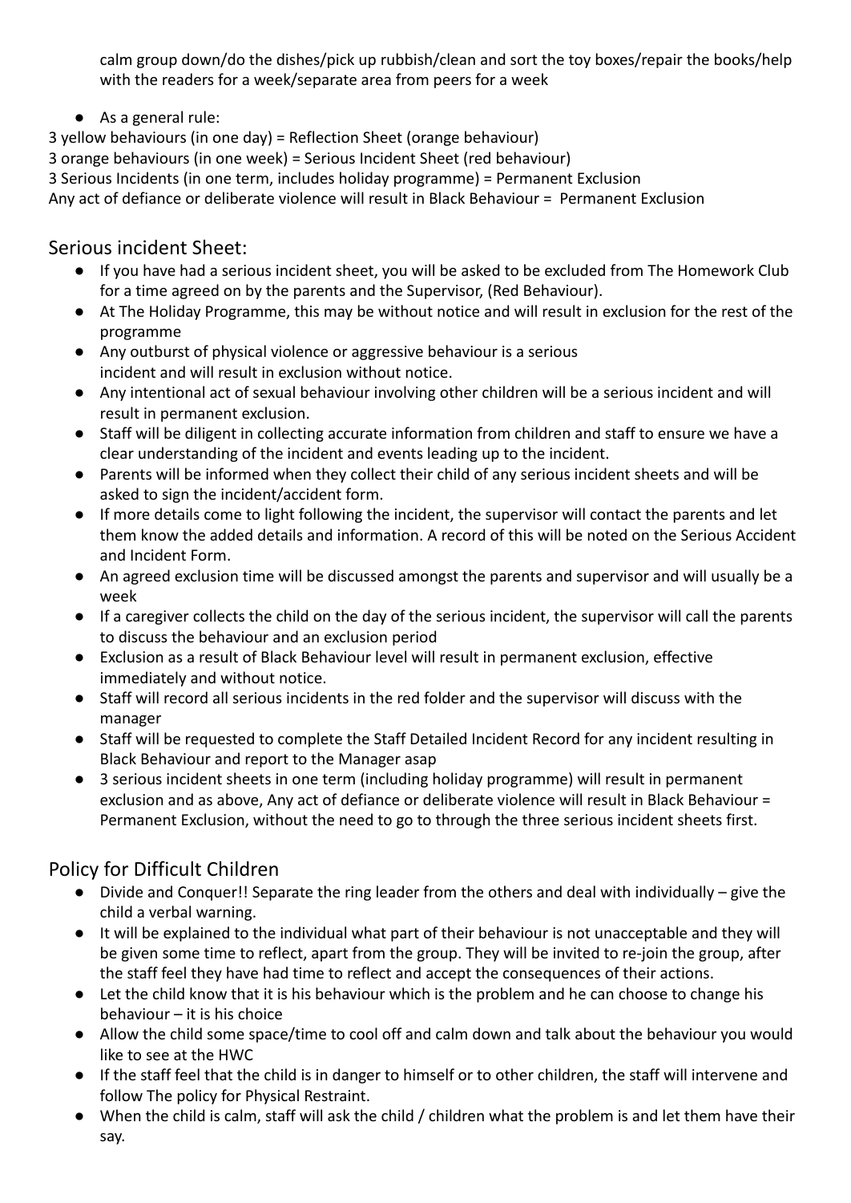calm group down/do the dishes/pick up rubbish/clean and sort the toy boxes/repair the books/help with the readers for a week/separate area from peers for a week

- As a general rule:

3 yellow behaviours (in one day) = Reflection Sheet (orange behaviour)
3 orange behaviours (in one week) = Serious Incident Sheet (red behaviour)
3 Serious Incidents (in one term, includes holiday programme) = Permanent Exclusion
Any act of defiance or deliberate violence will result in Black Behaviour = Permanent Exclusion

## Serious incident Sheet:

- If you have had a serious incident sheet, you will be asked to be excluded from The Homework Club for a time agreed on by the parents and the Supervisor, (Red Behaviour).
- At The Holiday Programme, this may be without notice and will result in exclusion for the rest of the programme
- Any outburst of physical violence or aggressive behaviour is a serious incident and will result in exclusion without notice.
- Any intentional act of sexual behaviour involving other children will be a serious incident and will result in permanent exclusion.
- Staff will be diligent in collecting accurate information from children and staff to ensure we have a clear understanding of the incident and events leading up to the incident.
- Parents will be informed when they collect their child of any serious incident sheets and will be asked to sign the incident/accident form.
- If more details come to light following the incident, the supervisor will contact the parents and let them know the added details and information. A record of this will be noted on the Serious Accident and Incident Form.
- An agreed exclusion time will be discussed amongst the parents and supervisor and will usually be a week
- If a caregiver collects the child on the day of the serious incident, the supervisor will call the parents to discuss the behaviour and an exclusion period
- Exclusion as a result of Black Behaviour level will result in permanent exclusion, effective immediately and without notice.
- Staff will record all serious incidents in the red folder and the supervisor will discuss with the manager
- Staff will be requested to complete the Staff Detailed Incident Record for any incident resulting in Black Behaviour and report to the Manager asap
- 3 serious incident sheets in one term (including holiday programme) will result in permanent exclusion and as above, Any act of defiance or deliberate violence will result in Black Behaviour = Permanent Exclusion, without the need to go to through the three serious incident sheets first.

## Policy for Difficult Children

- Divide and Conquer!! Separate the ring leader from the others and deal with individually – give the child a verbal warning.
- It will be explained to the individual what part of their behaviour is not unacceptable and they will be given some time to reflect, apart from the group. They will be invited to re-join the group, after the staff feel they have had time to reflect and accept the consequences of their actions.
- Let the child know that it is his behaviour which is the problem and he can choose to change his behaviour – it is his choice
- Allow the child some space/time to cool off and calm down and talk about the behaviour you would like to see at the HWC
- If the staff feel that the child is in danger to himself or to other children, the staff will intervene and follow The policy for Physical Restraint.
- When the child is calm, staff will ask the child / children what the problem is and let them have their say.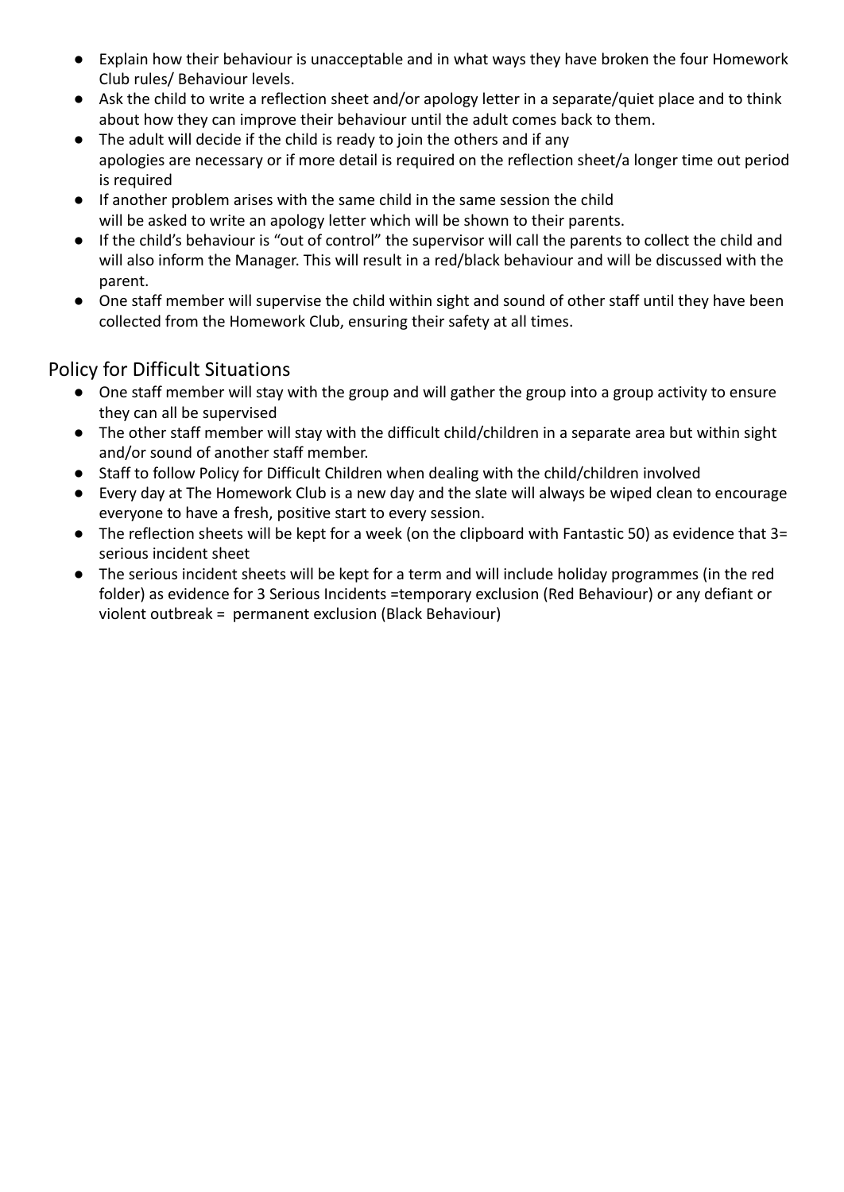- Explain how their behaviour is unacceptable and in what ways they have broken the four Homework Club rules/ Behaviour levels.
- Ask the child to write a reflection sheet and/or apology letter in a separate/quiet place and to think about how they can improve their behaviour until the adult comes back to them.
- The adult will decide if the child is ready to join the others and if any apologies are necessary or if more detail is required on the reflection sheet/a longer time out period is required
- If another problem arises with the same child in the same session the child will be asked to write an apology letter which will be shown to their parents.
- If the child's behaviour is "out of control" the supervisor will call the parents to collect the child and will also inform the Manager. This will result in a red/black behaviour and will be discussed with the parent.
- One staff member will supervise the child within sight and sound of other staff until they have been collected from the Homework Club, ensuring their safety at all times.

## Policy for Difficult Situations

- One staff member will stay with the group and will gather the group into a group activity to ensure they can all be supervised
- The other staff member will stay with the difficult child/children in a separate area but within sight and/or sound of another staff member.
- Staff to follow Policy for Difficult Children when dealing with the child/children involved
- Every day at The Homework Club is a new day and the slate will always be wiped clean to encourage everyone to have a fresh, positive start to every session.
- The reflection sheets will be kept for a week (on the clipboard with Fantastic 50) as evidence that 3= serious incident sheet
- The serious incident sheets will be kept for a term and will include holiday programmes (in the red folder) as evidence for 3 Serious Incidents =temporary exclusion (Red Behaviour) or any defiant or violent outbreak = permanent exclusion (Black Behaviour)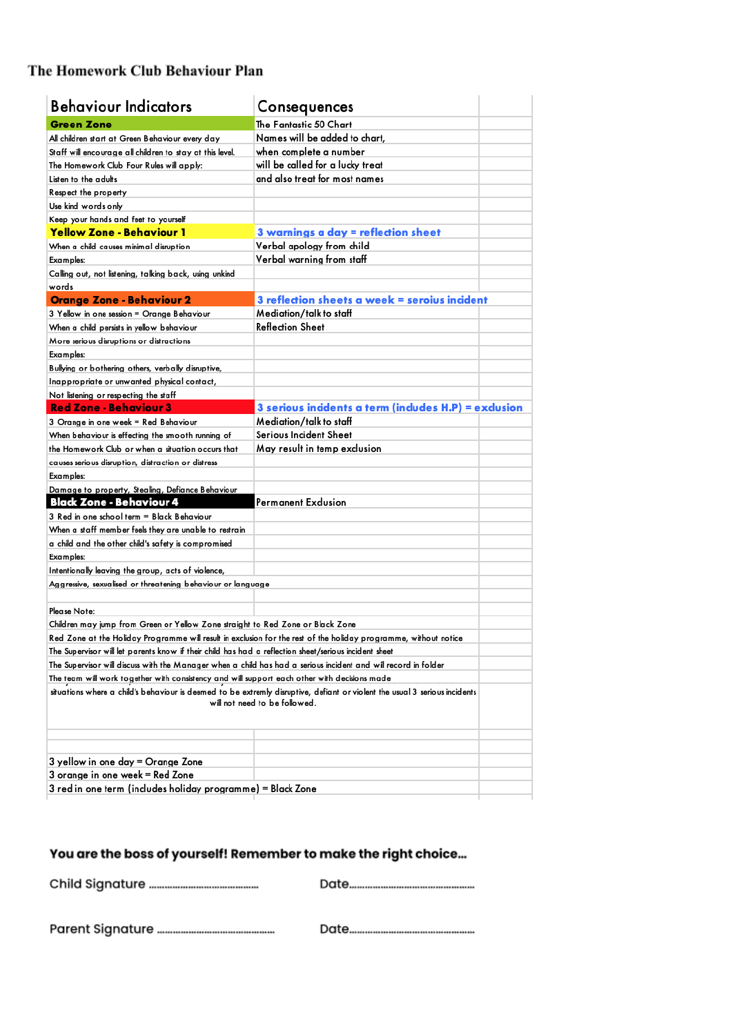# The Homework Club Behaviour Plan

| Behaviour Indicators | Consequences |
|---|---|
| **Green Zone** | The Fantastic 50 Chart |
| All children start at Green Behaviour every day | Names will be added to chart, |
| Staff will encourage all children to stay at this level. | when complete a number |
| The Homework Club Four Rules will apply: | will be called for a lucky treat |
| Listen to the adults | and also treat for most names |
| Respect the property | |
| Use kind words only | |
| Keep your hands and feet to yourself | |
| **Yellow Zone - Behaviour 1** | **3 warnings a day = reflection sheet** |
| When a child causes minimal disruption | Verbal apology from child |
| Examples: | Verbal warning from staff |
| Calling out, not listening, talking back, using unkind words | |
| **Orange Zone - Behaviour 2** | **3 reflection sheets a week = seroius incident** |
| 3 Yellow in one session = Orange Behaviour | Mediation/talk to staff |
| When a child persists in yellow behaviour | Reflection Sheet |
| More serious disruptions or distractions | |
| Examples: | |
| Bullying or bothering others, verbally disruptive, | |
| Inappropriate or unwanted physical contact, | |
| Not listening or respecting the staff | |
| **Red Zone - Behaviour 3** | **3 serious incidents a term (includes H.P) = exclusion** |
| 3 Orange in one week = Red Behaviour | Mediation/talk to staff |
| When behaviour is effecting the smooth running of | Serious Incident Sheet |
| the Homework Club or when a situation occurs that | May result in temp exclusion |
| causes serious disruption, distraction or distress | |
| Examples: | |
| Damage to property, Stealing, Defiance Behaviour | |
| **Black Zone - Behaviour 4** | Permanent Exclusion |
| 3 Red in one school term = Black Behaviour | |
| When a staff member feels they are unable to restrain | |
| a child and the other child's safety is compromised | |
| Examples: | |
| Intentionally leaving the group, acts of violence, | |
| Aggressive, sexualised or threatening behaviour or language | |

Please Note:

Children may jump from Green or Yellow Zone straight to Red Zone or Black Zone

Red Zone at the Holiday Programme will result in exclusion for the rest of the holiday programme, without notice

The Supervisor will let parents know if their child has had a reflection sheet/serious incident sheet

The Supervisor will discuss with the Manager when a child has had a serious incident and will record in folder

The team will work together with consistency and will support each other with decisions made

situations where a child's behaviour is deemed to be extremly disruptive, defiant or violent the usual 3 serious incidents will not need to be followed.

3 yellow in one day = Orange Zone

3 orange in one week = Red Zone

3 red in one term (includes holiday programme) = Black Zone

**You are the boss of yourself! Remember to make the right choice...**

Child Signature ........................................ Date..................................................

Parent Signature ........................................ Date..................................................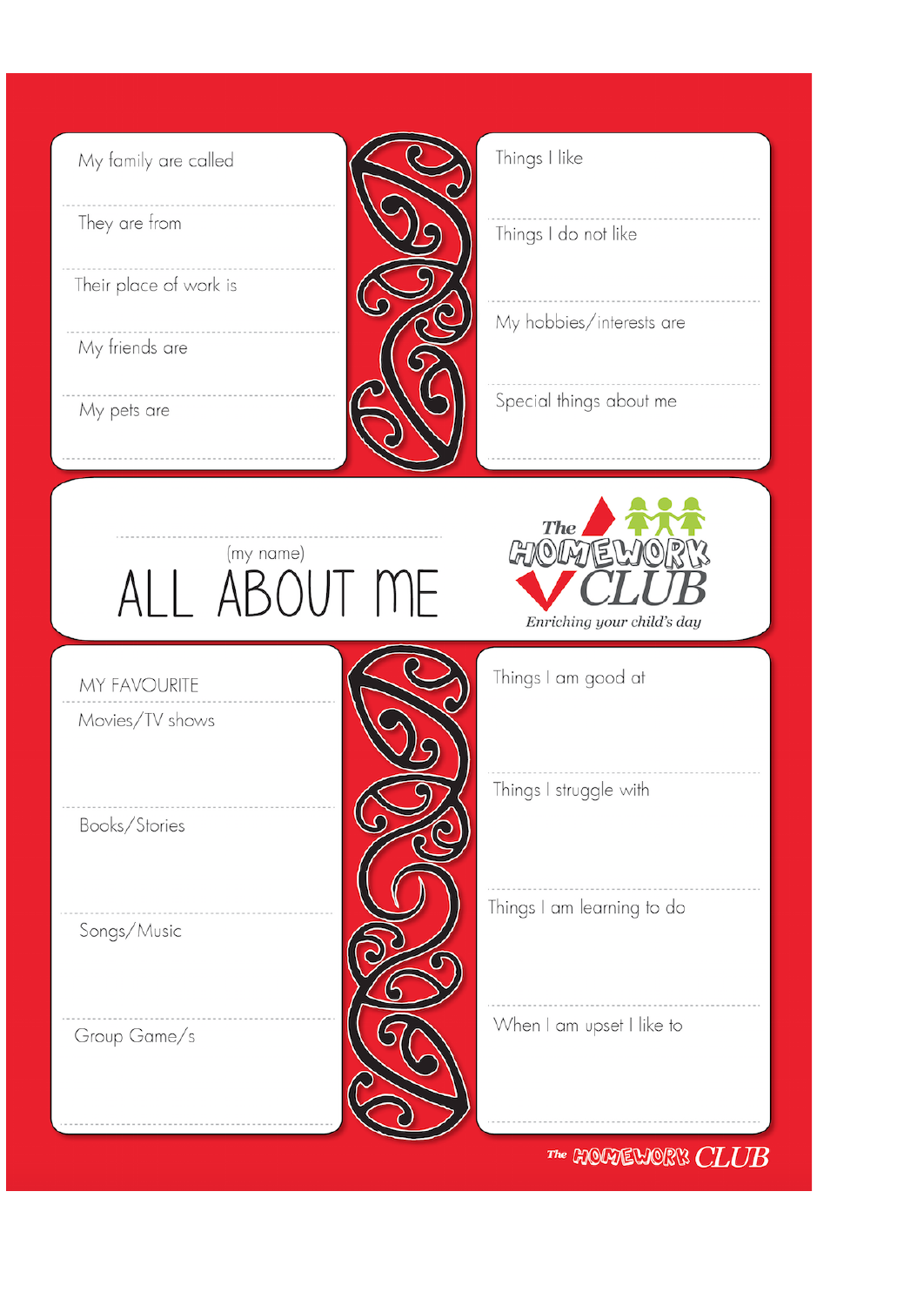My family are called

They are from

Their place of work is

My friends are

My pets are

Things I like

Things I do not like

My hobbies/interests are

Special things about me

(my name)

# ALL ABOUT ME

The HOMEWORK CLUB

*Enriching your child's day*

MY FAVOURITE

Movies/TV shows

Books/Stories

Songs/Music

Group Game/s

Things I am good at

Things I struggle with

Things I am learning to do

When I am upset I like to